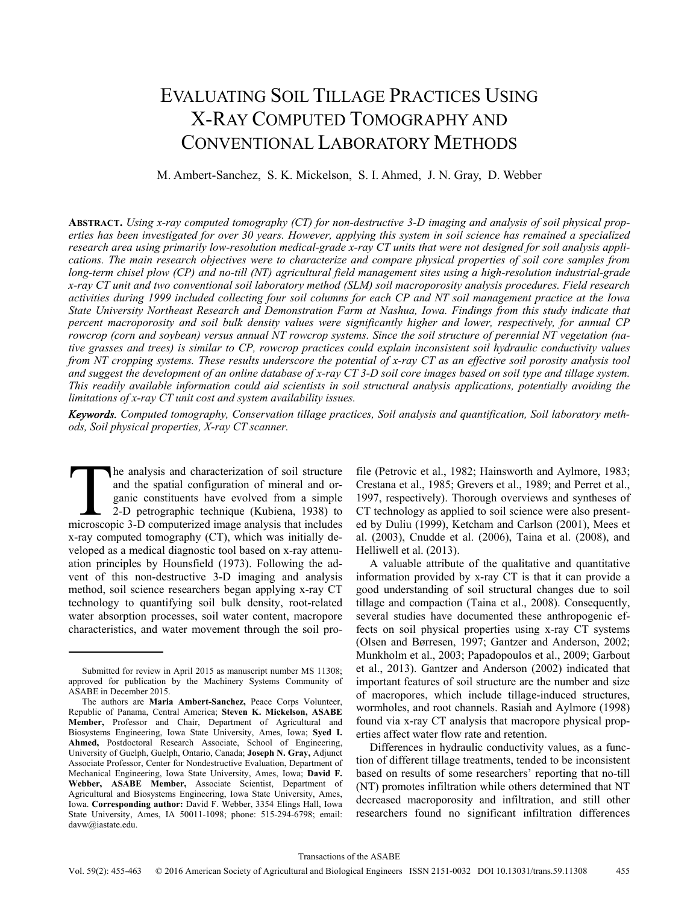# EVALUATING SOIL TILLAGE PRACTICES USING X-RAY COMPUTED TOMOGRAPHY AND CONVENTIONAL LABORATORY METHODS

M. Ambert-Sanchez, S. K. Mickelson, S. I. Ahmed, J. N. Gray, D. Webber

**ABSTRACT.** *Using x-ray computed tomography (CT) for non-destructive 3-D imaging and analysis of soil physical properties has been investigated for over 30 years. However, applying this system in soil science has remained a specialized research area using primarily low-resolution medical-grade x-ray CT units that were not designed for soil analysis applications. The main research objectives were to characterize and compare physical properties of soil core samples from long-term chisel plow (CP) and no-till (NT) agricultural field management sites using a high-resolution industrial-grade x-ray CT unit and two conventional soil laboratory method (SLM) soil macroporosity analysis procedures. Field research activities during 1999 included collecting four soil columns for each CP and NT soil management practice at the Iowa State University Northeast Research and Demonstration Farm at Nashua, Iowa. Findings from this study indicate that percent macroporosity and soil bulk density values were significantly higher and lower, respectively, for annual CP rowcrop (corn and soybean) versus annual NT rowcrop systems. Since the soil structure of perennial NT vegetation (native grasses and trees) is similar to CP, rowcrop practices could explain inconsistent soil hydraulic conductivity values from NT cropping systems. These results underscore the potential of x-ray CT as an effective soil porosity analysis tool and suggest the development of an online database of x-ray CT 3-D soil core images based on soil type and tillage system. This readily available information could aid scientists in soil structural analysis applications, potentially avoiding the limitations of x-ray CT unit cost and system availability issues.*

***Keywords.*** *Computed tomography, Conservation tillage practices, Soil analysis and quantification, Soil laboratory methods, Soil physical properties, X-ray CT scanner.*

The analysis and characterization of soil structure and the spatial configuration of mineral and organic constituents have evolved from a simple 2-D petrographic technique (Kubiena, 1938) to microscopic 3-D computerized image analysis that includes x-ray computed tomography (CT), which was initially developed as a medical diagnostic tool based on x-ray attenuation principles by Hounsfield (1973). Following the advent of this non-destructive 3-D imaging and analysis method, soil science researchers began applying x-ray CT technology to quantifying soil bulk density, root-related water absorption processes, soil water content, macropore characteristics, and water movement through the soil profile (Petrovic et al., 1982; Hainsworth and Aylmore, 1983; Crestana et al., 1985; Grevers et al., 1989; and Perret et al., 1997, respectively). Thorough overviews and syntheses of CT technology as applied to soil science were also presented by Duliu (1999), Ketcham and Carlson (2001), Mees et al. (2003), Cnudde et al. (2006), Taina et al. (2008), and Helliwell et al. (2013).

A valuable attribute of the qualitative and quantitative information provided by x-ray CT is that it can provide a good understanding of soil structural changes due to soil tillage and compaction (Taina et al., 2008). Consequently, several studies have documented these anthropogenic effects on soil physical properties using x-ray CT systems (Olsen and Børresen, 1997; Gantzer and Anderson, 2002; Munkholm et al., 2003; Papadopoulos et al., 2009; Garbout et al., 2013). Gantzer and Anderson (2002) indicated that important features of soil structure are the number and size of macropores, which include tillage-induced structures, wormholes, and root channels. Rasiah and Aylmore (1998) found via x-ray CT analysis that macropore physical properties affect water flow rate and retention.

Differences in hydraulic conductivity values, as a function of different tillage treatments, tended to be inconsistent based on results of some researchers' reporting that no-till (NT) promotes infiltration while others determined that NT decreased macroporosity and infiltration, and still other researchers found no significant infiltration differences

---

Submitted for review in April 2015 as manuscript number MS 11308; approved for publication by the Machinery Systems Community of ASABE in December 2015.

The authors are **Maria Ambert-Sanchez,** Peace Corps Volunteer, Republic of Panama, Central America; **Steven K. Mickelson, ASABE Member,** Professor and Chair, Department of Agricultural and Biosystems Engineering, Iowa State University, Ames, Iowa; **Syed I. Ahmed,** Postdoctoral Research Associate, School of Engineering, University of Guelph, Guelph, Ontario, Canada; **Joseph N. Gray,** Adjunct Associate Professor, Center for Nondestructive Evaluation, Department of Mechanical Engineering, Iowa State University, Ames, Iowa; **David F. Webber, ASABE Member,** Associate Scientist, Department of Agricultural and Biosystems Engineering, Iowa State University, Ames, Iowa. **Corresponding author:** David F. Webber, 3354 Elings Hall, Iowa State University, Ames, IA 50011-1098; phone: 515-294-6798; email: davw@iastate.edu.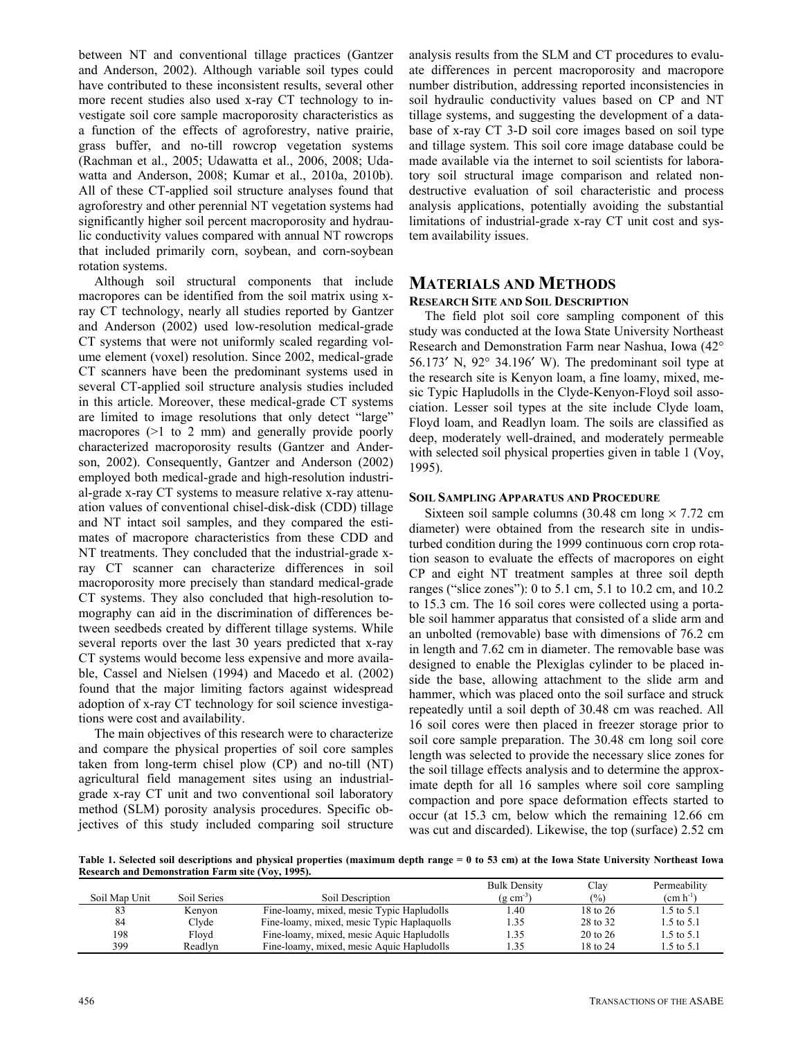between NT and conventional tillage practices (Gantzer and Anderson, 2002). Although variable soil types could have contributed to these inconsistent results, several other more recent studies also used x-ray CT technology to investigate soil core sample macroporosity characteristics as a function of the effects of agroforestry, native prairie, grass buffer, and no-till rowcrop vegetation systems (Rachman et al., 2005; Udawatta et al., 2006, 2008; Udawatta and Anderson, 2008; Kumar et al., 2010a, 2010b). All of these CT-applied soil structure analyses found that agroforestry and other perennial NT vegetation systems had significantly higher soil percent macroporosity and hydraulic conductivity values compared with annual NT rowcrops that included primarily corn, soybean, and corn-soybean rotation systems.

Although soil structural components that include macropores can be identified from the soil matrix using x-ray CT technology, nearly all studies reported by Gantzer and Anderson (2002) used low-resolution medical-grade CT systems that were not uniformly scaled regarding volume element (voxel) resolution. Since 2002, medical-grade CT scanners have been the predominant systems used in several CT-applied soil structure analysis studies included in this article. Moreover, these medical-grade CT systems are limited to image resolutions that only detect "large" macropores (>1 to 2 mm) and generally provide poorly characterized macroporosity results (Gantzer and Anderson, 2002). Consequently, Gantzer and Anderson (2002) employed both medical-grade and high-resolution industrial-grade x-ray CT systems to measure relative x-ray attenuation values of conventional chisel-disk-disk (CDD) tillage and NT intact soil samples, and they compared the estimates of macropore characteristics from these CDD and NT treatments. They concluded that the industrial-grade x-ray CT scanner can characterize differences in soil macroporosity more precisely than standard medical-grade CT systems. They also concluded that high-resolution tomography can aid in the discrimination of differences between seedbeds created by different tillage systems. While several reports over the last 30 years predicted that x-ray CT systems would become less expensive and more available, Cassel and Nielsen (1994) and Macedo et al. (2002) found that the major limiting factors against widespread adoption of x-ray CT technology for soil science investigations were cost and availability.

The main objectives of this research were to characterize and compare the physical properties of soil core samples taken from long-term chisel plow (CP) and no-till (NT) agricultural field management sites using an industrial-grade x-ray CT unit and two conventional soil laboratory method (SLM) porosity analysis procedures. Specific objectives of this study included comparing soil structure analysis results from the SLM and CT procedures to evaluate differences in percent macroporosity and macropore number distribution, addressing reported inconsistencies in soil hydraulic conductivity values based on CP and NT tillage systems, and suggesting the development of a database of x-ray CT 3-D soil core images based on soil type and tillage system. This soil core image database could be made available via the internet to soil scientists for laboratory soil structural image comparison and related non-destructive evaluation of soil characteristic and process analysis applications, potentially avoiding the substantial limitations of industrial-grade x-ray CT unit cost and system availability issues.

# Materials and Methods

## Research Site and Soil Description

The field plot soil core sampling component of this study was conducted at the Iowa State University Northeast Research and Demonstration Farm near Nashua, Iowa (42° 56.173′ N, 92° 34.196′ W). The predominant soil type at the research site is Kenyon loam, a fine loamy, mixed, mesic Typic Hapludolls in the Clyde-Kenyon-Floyd soil association. Lesser soil types at the site include Clyde loam, Floyd loam, and Readlyn loam. The soils are classified as deep, moderately well-drained, and moderately permeable with selected soil physical properties given in table 1 (Voy, 1995).

## Soil Sampling Apparatus and Procedure

Sixteen soil sample columns (30.48 cm long × 7.72 cm diameter) were obtained from the research site in undisturbed condition during the 1999 continuous corn crop rotation season to evaluate the effects of macropores on eight CP and eight NT treatment samples at three soil depth ranges ("slice zones"): 0 to 5.1 cm, 5.1 to 10.2 cm, and 10.2 to 15.3 cm. The 16 soil cores were collected using a portable soil hammer apparatus that consisted of a slide arm and an unbolted (removable) base with dimensions of 76.2 cm in length and 7.62 cm in diameter. The removable base was designed to enable the Plexiglas cylinder to be placed inside the base, allowing attachment to the slide arm and hammer, which was placed onto the soil surface and struck repeatedly until a soil depth of 30.48 cm was reached. All 16 soil cores were then placed in freezer storage prior to soil core sample preparation. The 30.48 cm long soil core length was selected to provide the necessary slice zones for the soil tillage effects analysis and to determine the approximate depth for all 16 samples where soil core sampling compaction and pore space deformation effects started to occur (at 15.3 cm, below which the remaining 12.66 cm was cut and discarded). Likewise, the top (surface) 2.52 cm

**Table 1. Selected soil descriptions and physical properties (maximum depth range = 0 to 53 cm) at the Iowa State University Northeast Iowa Research and Demonstration Farm site (Voy, 1995).**

| Soil Map Unit | Soil Series | Soil Description | Bulk Density ($g\ cm^{-3}$) | Clay (%) | Permeability ($cm\ h^{-1}$) |
|---|---|---|---|---|---|
| 83 | Kenyon | Fine-loamy, mixed, mesic Typic Hapludolls | 1.40 | 18 to 26 | 1.5 to 5.1 |
| 84 | Clyde | Fine-loamy, mixed, mesic Typic Haplaquolls | 1.35 | 28 to 32 | 1.5 to 5.1 |
| 198 | Floyd | Fine-loamy, mixed, mesic Aquic Hapludolls | 1.35 | 20 to 26 | 1.5 to 5.1 |
| 399 | Readlyn | Fine-loamy, mixed, mesic Aquic Hapludolls | 1.35 | 18 to 24 | 1.5 to 5.1 |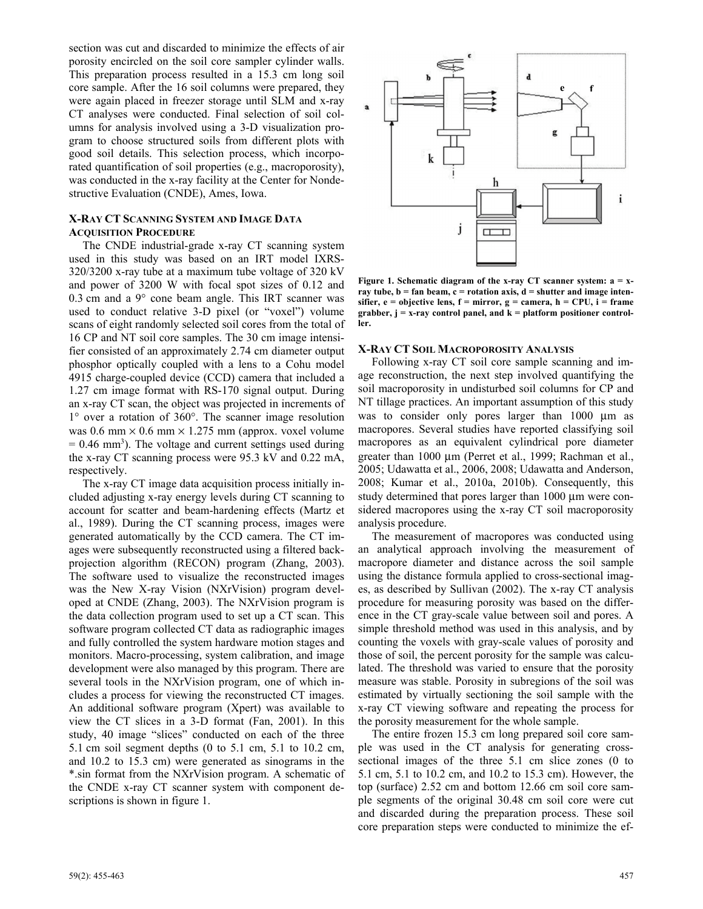section was cut and discarded to minimize the effects of air porosity encircled on the soil core sampler cylinder walls. This preparation process resulted in a 15.3 cm long soil core sample. After the 16 soil columns were prepared, they were again placed in freezer storage until SLM and x-ray CT analyses were conducted. Final selection of soil columns for analysis involved using a 3-D visualization program to choose structured soils from different plots with good soil details. This selection process, which incorporated quantification of soil properties (e.g., macroporosity), was conducted in the x-ray facility at the Center for Nondestructive Evaluation (CNDE), Ames, Iowa.

### X-Ray CT Scanning System and Image Data Acquisition Procedure

The CNDE industrial-grade x-ray CT scanning system used in this study was based on an IRT model IXRS-320/3200 x-ray tube at a maximum tube voltage of 320 kV and power of 3200 W with focal spot sizes of 0.12 and 0.3 cm and a 9° cone beam angle. This IRT scanner was used to conduct relative 3-D pixel (or "voxel") volume scans of eight randomly selected soil cores from the total of 16 CP and NT soil core samples. The 30 cm image intensifier consisted of an approximately 2.74 cm diameter output phosphor optically coupled with a lens to a Cohu model 4915 charge-coupled device (CCD) camera that included a 1.27 cm image format with RS-170 signal output. During an x-ray CT scan, the object was projected in increments of 1° over a rotation of 360°. The scanner image resolution was 0.6 mm × 0.6 mm × 1.275 mm (approx. voxel volume = 0.46 mm$^3$). The voltage and current settings used during the x-ray CT scanning process were 95.3 kV and 0.22 mA, respectively.

The x-ray CT image data acquisition process initially included adjusting x-ray energy levels during CT scanning to account for scatter and beam-hardening effects (Martz et al., 1989). During the CT scanning process, images were generated automatically by the CCD camera. The CT images were subsequently reconstructed using a filtered back-projection algorithm (RECON) program (Zhang, 2003). The software used to visualize the reconstructed images was the New X-ray Vision (NXrVision) program developed at CNDE (Zhang, 2003). The NXrVision program is the data collection program used to set up a CT scan. This software program collected CT data as radiographic images and fully controlled the system hardware motion stages and monitors. Macro-processing, system calibration, and image development were also managed by this program. There are several tools in the NXrVision program, one of which includes a process for viewing the reconstructed CT images. An additional software program (Xpert) was available to view the CT slices in a 3-D format (Fan, 2001). In this study, 40 image "slices" conducted on each of the three 5.1 cm soil segment depths (0 to 5.1 cm, 5.1 to 10.2 cm, and 10.2 to 15.3 cm) were generated as sinograms in the *.sin format from the NXrVision program. A schematic of the CNDE x-ray CT scanner system with component descriptions is shown in figure 1.

**Figure 1. Schematic diagram of the x-ray CT scanner system: a = x-ray tube, b = fan beam, c = rotation axis, d = shutter and image intensifier, e = objective lens, f = mirror, g = camera, h = CPU, i = frame grabber, j = x-ray control panel, and k = platform positioner controller.**

### X-Ray CT Soil Macroporosity Analysis

Following x-ray CT soil core sample scanning and image reconstruction, the next step involved quantifying the soil macroporosity in undisturbed soil columns for CP and NT tillage practices. An important assumption of this study was to consider only pores larger than 1000 µm as macropores. Several studies have reported classifying soil macropores as an equivalent cylindrical pore diameter greater than 1000 µm (Perret et al., 1999; Rachman et al., 2005; Udawatta et al., 2006, 2008; Udawatta and Anderson, 2008; Kumar et al., 2010a, 2010b). Consequently, this study determined that pores larger than 1000 µm were considered macropores using the x-ray CT soil macroporosity analysis procedure.

The measurement of macropores was conducted using an analytical approach involving the measurement of macropore diameter and distance across the soil sample using the distance formula applied to cross-sectional images, as described by Sullivan (2002). The x-ray CT analysis procedure for measuring porosity was based on the difference in the CT gray-scale value between soil and pores. A simple threshold method was used in this analysis, and by counting the voxels with gray-scale values of porosity and those of soil, the percent porosity for the sample was calculated. The threshold was varied to ensure that the porosity measure was stable. Porosity in subregions of the soil was estimated by virtually sectioning the soil sample with the x-ray CT viewing software and repeating the process for the porosity measurement for the whole sample.

The entire frozen 15.3 cm long prepared soil core sample was used in the CT analysis for generating cross-sectional images of the three 5.1 cm slice zones (0 to 5.1 cm, 5.1 to 10.2 cm, and 10.2 to 15.3 cm). However, the top (surface) 2.52 cm and bottom 12.66 cm soil core sample segments of the original 30.48 cm soil core were cut and discarded during the preparation process. These soil core preparation steps were conducted to minimize the ef-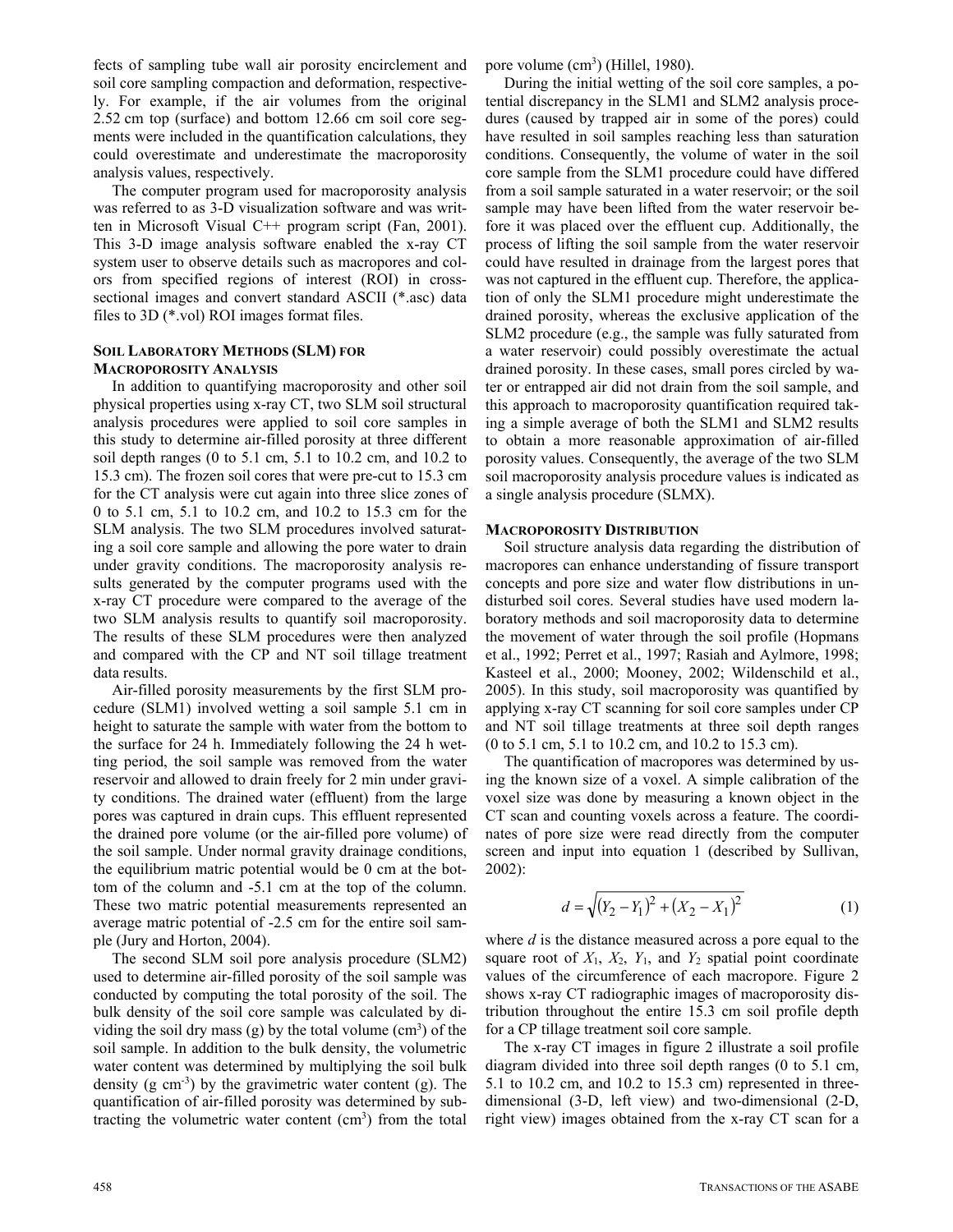fects of sampling tube wall air porosity encirclement and soil core sampling compaction and deformation, respectively. For example, if the air volumes from the original 2.52 cm top (surface) and bottom 12.66 cm soil core segments were included in the quantification calculations, they could overestimate and underestimate the macroporosity analysis values, respectively.

The computer program used for macroporosity analysis was referred to as 3-D visualization software and was written in Microsoft Visual C++ program script (Fan, 2001). This 3-D image analysis software enabled the x-ray CT system user to observe details such as macropores and colors from specified regions of interest (ROI) in cross-sectional images and convert standard ASCII (*.asc) data files to 3D (*.vol) ROI images format files.

### Soil Laboratory Methods (SLM) for Macroporosity Analysis

In addition to quantifying macroporosity and other soil physical properties using x-ray CT, two SLM soil structural analysis procedures were applied to soil core samples in this study to determine air-filled porosity at three different soil depth ranges (0 to 5.1 cm, 5.1 to 10.2 cm, and 10.2 to 15.3 cm). The frozen soil cores that were pre-cut to 15.3 cm for the CT analysis were cut again into three slice zones of 0 to 5.1 cm, 5.1 to 10.2 cm, and 10.2 to 15.3 cm for the SLM analysis. The two SLM procedures involved saturating a soil core sample and allowing the pore water to drain under gravity conditions. The macroporosity analysis results generated by the computer programs used with the x-ray CT procedure were compared to the average of the two SLM analysis results to quantify soil macroporosity. The results of these SLM procedures were then analyzed and compared with the CP and NT soil tillage treatment data results.

Air-filled porosity measurements by the first SLM procedure (SLM1) involved wetting a soil sample 5.1 cm in height to saturate the sample with water from the bottom to the surface for 24 h. Immediately following the 24 h wetting period, the soil sample was removed from the water reservoir and allowed to drain freely for 2 min under gravity conditions. The drained water (effluent) from the large pores was captured in drain cups. This effluent represented the drained pore volume (or the air-filled pore volume) of the soil sample. Under normal gravity drainage conditions, the equilibrium matric potential would be 0 cm at the bottom of the column and -5.1 cm at the top of the column. These two matric potential measurements represented an average matric potential of -2.5 cm for the entire soil sample (Jury and Horton, 2004).

The second SLM soil pore analysis procedure (SLM2) used to determine air-filled porosity of the soil sample was conducted by computing the total porosity of the soil. The bulk density of the soil core sample was calculated by dividing the soil dry mass (g) by the total volume ($cm^3$) of the soil sample. In addition to the bulk density, the volumetric water content was determined by multiplying the soil bulk density (g $cm^{-3}$) by the gravimetric water content (g). The quantification of air-filled porosity was determined by subtracting the volumetric water content ($cm^3$) from the total pore volume ($cm^3$) (Hillel, 1980).

During the initial wetting of the soil core samples, a potential discrepancy in the SLM1 and SLM2 analysis procedures (caused by trapped air in some of the pores) could have resulted in soil samples reaching less than saturation conditions. Consequently, the volume of water in the soil core sample from the SLM1 procedure could have differed from a soil sample saturated in a water reservoir; or the soil sample may have been lifted from the water reservoir before it was placed over the effluent cup. Additionally, the process of lifting the soil sample from the water reservoir could have resulted in drainage from the largest pores that was not captured in the effluent cup. Therefore, the application of only the SLM1 procedure might underestimate the drained porosity, whereas the exclusive application of the SLM2 procedure (e.g., the sample was fully saturated from a water reservoir) could possibly overestimate the actual drained porosity. In these cases, small pores circled by water or entrapped air did not drain from the soil sample, and this approach to macroporosity quantification required taking a simple average of both the SLM1 and SLM2 results to obtain a more reasonable approximation of air-filled porosity values. Consequently, the average of the two SLM soil macroporosity analysis procedure values is indicated as a single analysis procedure (SLMX).

### Macroporosity Distribution

Soil structure analysis data regarding the distribution of macropores can enhance understanding of fissure transport concepts and pore size and water flow distributions in undisturbed soil cores. Several studies have used modern laboratory methods and soil macroporosity data to determine the movement of water through the soil profile (Hopmans et al., 1992; Perret et al., 1997; Rasiah and Aylmore, 1998; Kasteel et al., 2000; Mooney, 2002; Wildenschild et al., 2005). In this study, soil macroporosity was quantified by applying x-ray CT scanning for soil core samples under CP and NT soil tillage treatments at three soil depth ranges (0 to 5.1 cm, 5.1 to 10.2 cm, and 10.2 to 15.3 cm).

The quantification of macropores was determined by using the known size of a voxel. A simple calibration of the voxel size was done by measuring a known object in the CT scan and counting voxels across a feature. The coordinates of pore size were read directly from the computer screen and input into equation 1 (described by Sullivan, 2002):

$$d = \sqrt{(Y_2 - Y_1)^2 + (X_2 - X_1)^2} \qquad (1)$$

where $d$ is the distance measured across a pore equal to the square root of $X_1$, $X_2$, $Y_1$, and $Y_2$ spatial point coordinate values of the circumference of each macropore. Figure 2 shows x-ray CT radiographic images of macroporosity distribution throughout the entire 15.3 cm soil profile depth for a CP tillage treatment soil core sample.

The x-ray CT images in figure 2 illustrate a soil profile diagram divided into three soil depth ranges (0 to 5.1 cm, 5.1 to 10.2 cm, and 10.2 to 15.3 cm) represented in three-dimensional (3-D, left view) and two-dimensional (2-D, right view) images obtained from the x-ray CT scan for a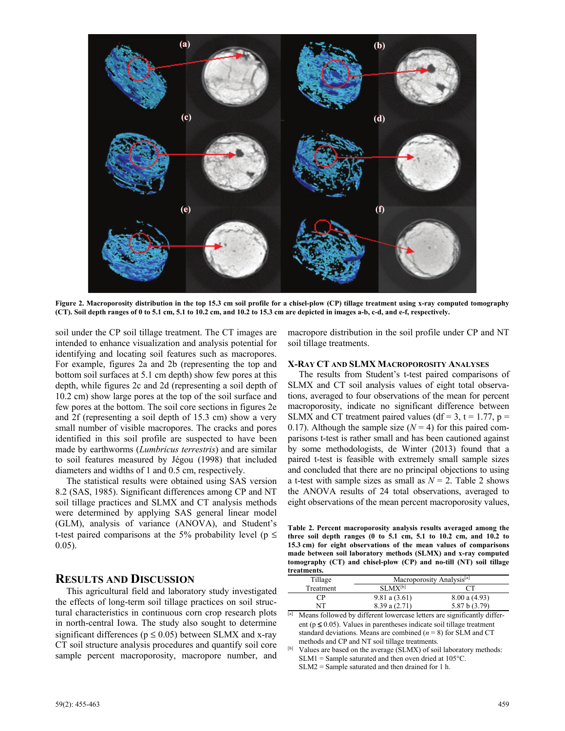Figure 2. Macroporosity distribution in the top 15.3 cm soil profile for a chisel-plow (CP) tillage treatment using x-ray computed tomography (CT). Soil depth ranges of 0 to 5.1 cm, 5.1 to 10.2 cm, and 10.2 to 15.3 cm are depicted in images a-b, c-d, and e-f, respectively.

soil under the CP soil tillage treatment. The CT images are intended to enhance visualization and analysis potential for identifying and locating soil features such as macropores. For example, figures 2a and 2b (representing the top and bottom soil surfaces at 5.1 cm depth) show few pores at this depth, while figures 2c and 2d (representing a soil depth of 10.2 cm) show large pores at the top of the soil surface and few pores at the bottom. The soil core sections in figures 2e and 2f (representing a soil depth of 15.3 cm) show a very small number of visible macropores. The cracks and pores identified in this soil profile are suspected to have been made by earthworms (*Lumbricus terrestris*) and are similar to soil features measured by Jégou (1998) that included diameters and widths of 1 and 0.5 cm, respectively.

The statistical results were obtained using SAS version 8.2 (SAS, 1985). Significant differences among CP and NT soil tillage practices and SLMX and CT analysis methods were determined by applying SAS general linear model (GLM), analysis of variance (ANOVA), and Student's t-test paired comparisons at the 5% probability level ($p \leq 0.05$).

## Results and Discussion

This agricultural field and laboratory study investigated the effects of long-term soil tillage practices on soil structural characteristics in continuous corn crop research plots in north-central Iowa. The study also sought to determine significant differences ($p \leq 0.05$) between SLMX and x-ray CT soil structure analysis procedures and quantify soil core sample percent macroporosity, macropore number, and macropore distribution in the soil profile under CP and NT soil tillage treatments.

### X-Ray CT and SLMX Macroporosity Analyses

The results from Student's t-test paired comparisons of SLMX and CT soil analysis values of eight total observations, averaged to four observations of the mean for percent macroporosity, indicate no significant difference between SLMX and CT treatment paired values (df = 3, t = 1.77, p = 0.17). Although the sample size ($N = 4$) for this paired comparisons t-test is rather small and has been cautioned against by some methodologists, de Winter (2013) found that a paired t-test is feasible with extremely small sample sizes and concluded that there are no principal objections to using a t-test with sample sizes as small as $N = 2$. Table 2 shows the ANOVA results of 24 total observations, averaged to eight observations of the mean percent macroporosity values,

Table 2. Percent macroporosity analysis results averaged among the three soil depth ranges (0 to 5.1 cm, 5.1 to 10.2 cm, and 10.2 to 15.3 cm) for eight observations of the mean values of comparisons made between soil laboratory methods (SLMX) and x-ray computed tomography (CT) and chisel-plow (CP) and no-till (NT) soil tillage treatments.

| Tillage | Macroporosity Analysis[a] | |
|---|---|---|
| Treatment | SLMX[b] | CT |
| CP | 9.81 a (3.61) | 8.00 a (4.93) |
| NT | 8.39 a (2.71) | 5.87 b (3.79) |

[a] Means followed by different lowercase letters are significantly different ($p \leq 0.05$). Values in parentheses indicate soil tillage treatment standard deviations. Means are combined ($n = 8$) for SLM and CT methods and CP and NT soil tillage treatments.

[b] Values are based on the average (SLMX) of soil laboratory methods:
SLM1 = Sample saturated and then oven dried at 105°C.
SLM2 = Sample saturated and then drained for 1 h.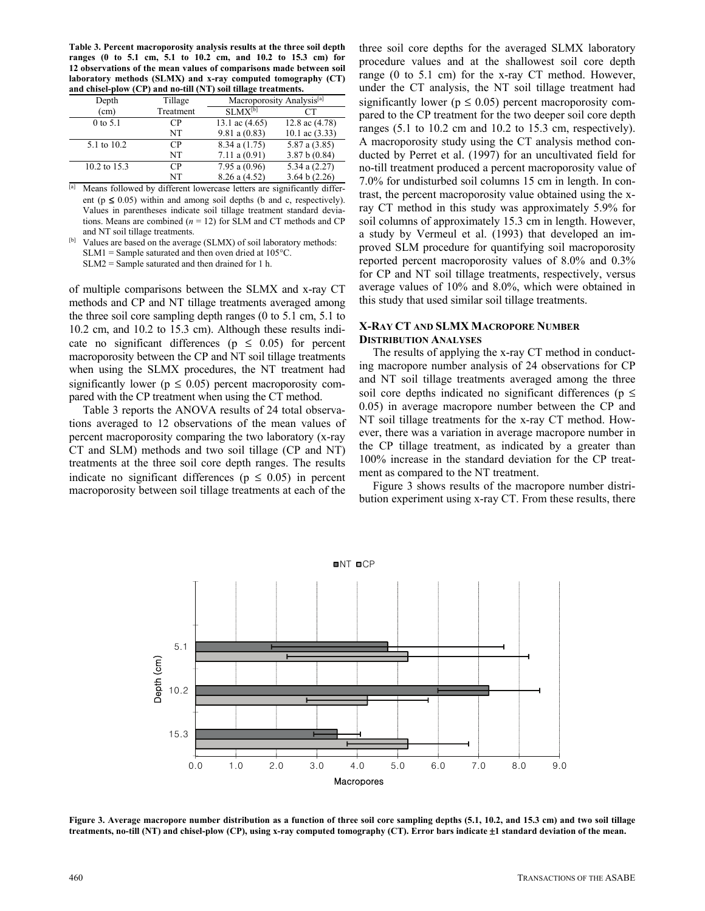**Table 3. Percent macroporosity analysis results at the three soil depth ranges (0 to 5.1 cm, 5.1 to 10.2 cm, and 10.2 to 15.3 cm) for 12 observations of the mean values of comparisons made between soil laboratory methods (SLMX) and x-ray computed tomography (CT) and chisel-plow (CP) and no-till (NT) soil tillage treatments.**

| Depth (cm) | Tillage Treatment | Macroporosity Analysis[a] | |
|---|---|---|---|
| | | SLMX[b] | CT |
| 0 to 5.1 | CP | 13.1 ac (4.65) | 12.8 ac (4.78) |
| | NT | 9.81 a (0.83) | 10.1 ac (3.33) |
| 5.1 to 10.2 | CP | 8.34 a (1.75) | 5.87 a (3.85) |
| | NT | 7.11 a (0.91) | 3.87 b (0.84) |
| 10.2 to 15.3 | CP | 7.95 a (0.96) | 5.34 a (2.27) |
| | NT | 8.26 a (4.52) | 3.64 b (2.26) |

[a] Means followed by different lowercase letters are significantly different ($p \leq 0.05$) within and among soil depths (b and c, respectively). Values in parentheses indicate soil tillage treatment standard deviations. Means are combined ($n = 12$) for SLM and CT methods and CP and NT soil tillage treatments.

[b] Values are based on the average (SLMX) of soil laboratory methods: SLM1 = Sample saturated and then oven dried at 105°C. SLM2 = Sample saturated and then drained for 1 h.

of multiple comparisons between the SLMX and x-ray CT methods and CP and NT tillage treatments averaged among the three soil core sampling depth ranges (0 to 5.1 cm, 5.1 to 10.2 cm, and 10.2 to 15.3 cm). Although these results indicate no significant differences ($p \leq 0.05$) for percent macroporosity between the CP and NT soil tillage treatments when using the SLMX procedures, the NT treatment had significantly lower ($p \leq 0.05$) percent macroporosity compared with the CP treatment when using the CT method.

Table 3 reports the ANOVA results of 24 total observations averaged to 12 observations of the mean values of percent macroporosity comparing the two laboratory (x-ray CT and SLM) methods and two soil tillage (CP and NT) treatments at the three soil core depth ranges. The results indicate no significant differences ($p \leq 0.05$) in percent macroporosity between soil tillage treatments at each of the three soil core depths for the averaged SLMX laboratory procedure values and at the shallowest soil core depth range (0 to 5.1 cm) for the x-ray CT method. However, under the CT analysis, the NT soil tillage treatment had significantly lower ($p \leq 0.05$) percent macroporosity compared to the CP treatment for the two deeper soil core depth ranges (5.1 to 10.2 cm and 10.2 to 15.3 cm, respectively). A macroporosity study using the CT analysis method conducted by Perret et al. (1997) for an uncultivated field for no-till treatment produced a percent macroporosity value of 7.0% for undisturbed soil columns 15 cm in length. In contrast, the percent macroporosity value obtained using the x-ray CT method in this study was approximately 5.9% for soil columns of approximately 15.3 cm in length. However, a study by Vermeul et al. (1993) that developed an improved SLM procedure for quantifying soil macroporosity reported percent macroporosity values of 8.0% and 0.3% for CP and NT soil tillage treatments, respectively, versus average values of 10% and 8.0%, which were obtained in this study that used similar soil tillage treatments.

## X-Ray CT and SLMX Macropore Number Distribution Analyses

The results of applying the x-ray CT method in conducting macropore number analysis of 24 observations for CP and NT soil tillage treatments averaged among the three soil core depths indicated no significant differences ($p \leq 0.05$) in average macropore number between the CP and NT soil tillage treatments for the x-ray CT method. However, there was a variation in average macropore number in the CP tillage treatment, as indicated by a greater than 100% increase in the standard deviation for the CP treatment as compared to the NT treatment.

Figure 3 shows results of the macropore number distribution experiment using x-ray CT. From these results, there

**Figure 3. Average macropore number distribution as a function of three soil core sampling depths (5.1, 10.2, and 15.3 cm) and two soil tillage treatments, no-till (NT) and chisel-plow (CP), using x-ray computed tomography (CT). Error bars indicate ±1 standard deviation of the mean.**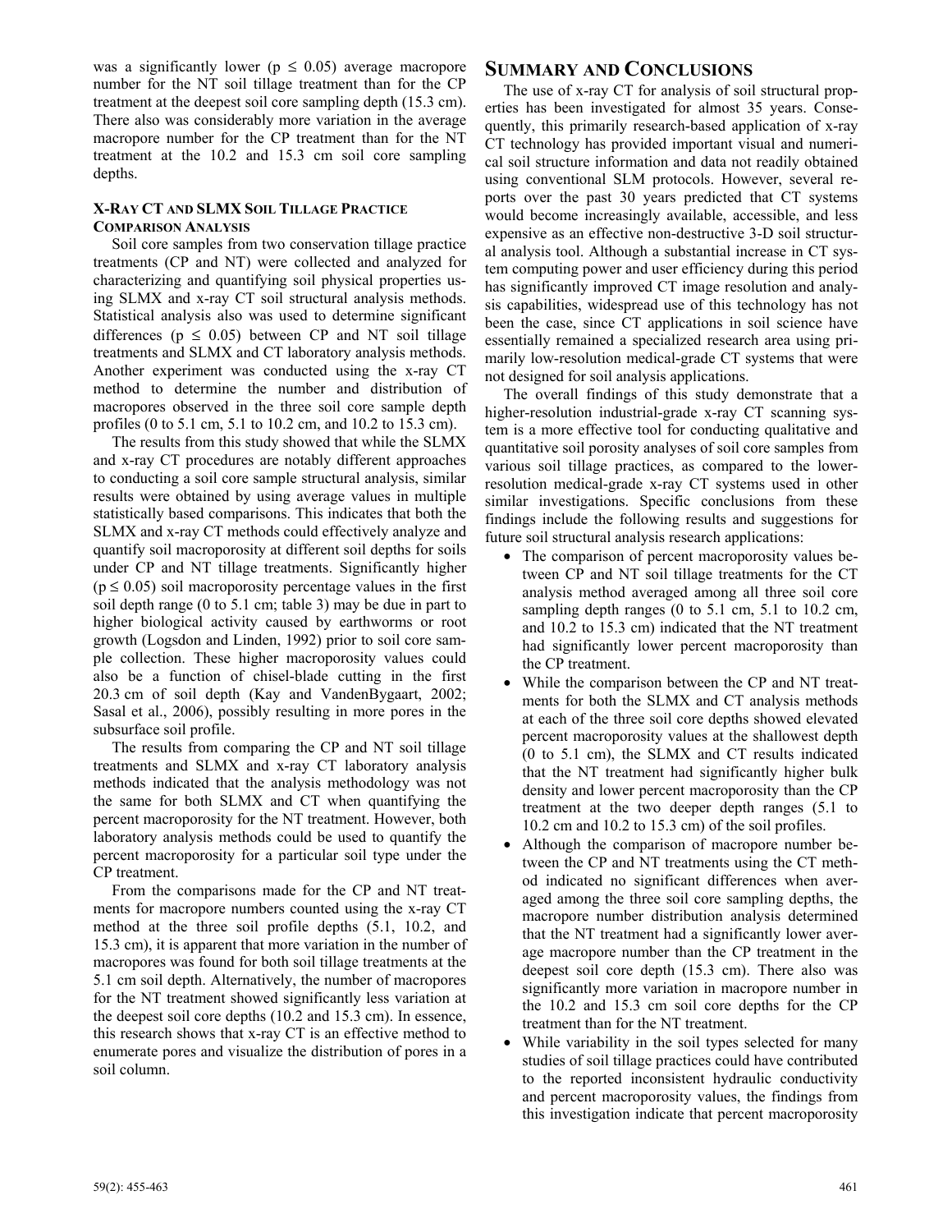was a significantly lower ($p \leq 0.05$) average macropore number for the NT soil tillage treatment than for the CP treatment at the deepest soil core sampling depth (15.3 cm). There also was considerably more variation in the average macropore number for the CP treatment than for the NT treatment at the 10.2 and 15.3 cm soil core sampling depths.

### X-RAY CT AND SLMX SOIL TILLAGE PRACTICE COMPARISON ANALYSIS

Soil core samples from two conservation tillage practice treatments (CP and NT) were collected and analyzed for characterizing and quantifying soil physical properties using SLMX and x-ray CT soil structural analysis methods. Statistical analysis also was used to determine significant differences ($p \leq 0.05$) between CP and NT soil tillage treatments and SLMX and CT laboratory analysis methods. Another experiment was conducted using the x-ray CT method to determine the number and distribution of macropores observed in the three soil core sample depth profiles (0 to 5.1 cm, 5.1 to 10.2 cm, and 10.2 to 15.3 cm).

The results from this study showed that while the SLMX and x-ray CT procedures are notably different approaches to conducting a soil core sample structural analysis, similar results were obtained by using average values in multiple statistically based comparisons. This indicates that both the SLMX and x-ray CT methods could effectively analyze and quantify soil macroporosity at different soil depths for soils under CP and NT tillage treatments. Significantly higher ($p \leq 0.05$) soil macroporosity percentage values in the first soil depth range (0 to 5.1 cm; table 3) may be due in part to higher biological activity caused by earthworms or root growth (Logsdon and Linden, 1992) prior to soil core sample collection. These higher macroporosity values could also be a function of chisel-blade cutting in the first 20.3 cm of soil depth (Kay and VandenBygaart, 2002; Sasal et al., 2006), possibly resulting in more pores in the subsurface soil profile.

The results from comparing the CP and NT soil tillage treatments and SLMX and x-ray CT laboratory analysis methods indicated that the analysis methodology was not the same for both SLMX and CT when quantifying the percent macroporosity for the NT treatment. However, both laboratory analysis methods could be used to quantify the percent macroporosity for a particular soil type under the CP treatment.

From the comparisons made for the CP and NT treatments for macropore numbers counted using the x-ray CT method at the three soil profile depths (5.1, 10.2, and 15.3 cm), it is apparent that more variation in the number of macropores was found for both soil tillage treatments at the 5.1 cm soil depth. Alternatively, the number of macropores for the NT treatment showed significantly less variation at the deepest soil core depths (10.2 and 15.3 cm). In essence, this research shows that x-ray CT is an effective method to enumerate pores and visualize the distribution of pores in a soil column.

## SUMMARY AND CONCLUSIONS

The use of x-ray CT for analysis of soil structural properties has been investigated for almost 35 years. Consequently, this primarily research-based application of x-ray CT technology has provided important visual and numerical soil structure information and data not readily obtained using conventional SLM protocols. However, several reports over the past 30 years predicted that CT systems would become increasingly available, accessible, and less expensive as an effective non-destructive 3-D soil structural analysis tool. Although a substantial increase in CT system computing power and user efficiency during this period has significantly improved CT image resolution and analysis capabilities, widespread use of this technology has not been the case, since CT applications in soil science have essentially remained a specialized research area using primarily low-resolution medical-grade CT systems that were not designed for soil analysis applications.

The overall findings of this study demonstrate that a higher-resolution industrial-grade x-ray CT scanning system is a more effective tool for conducting qualitative and quantitative soil porosity analyses of soil core samples from various soil tillage practices, as compared to the lower-resolution medical-grade x-ray CT systems used in other similar investigations. Specific conclusions from these findings include the following results and suggestions for future soil structural analysis research applications:

- The comparison of percent macroporosity values between CP and NT soil tillage treatments for the CT analysis method averaged among all three soil core sampling depth ranges (0 to 5.1 cm, 5.1 to 10.2 cm, and 10.2 to 15.3 cm) indicated that the NT treatment had significantly lower percent macroporosity than the CP treatment.
- While the comparison between the CP and NT treatments for both the SLMX and CT analysis methods at each of the three soil core depths showed elevated percent macroporosity values at the shallowest depth (0 to 5.1 cm), the SLMX and CT results indicated that the NT treatment had significantly higher bulk density and lower percent macroporosity than the CP treatment at the two deeper depth ranges (5.1 to 10.2 cm and 10.2 to 15.3 cm) of the soil profiles.
- Although the comparison of macropore number between the CP and NT treatments using the CT method indicated no significant differences when averaged among the three soil core sampling depths, the macropore number distribution analysis determined that the NT treatment had a significantly lower average macropore number than the CP treatment in the deepest soil core depth (15.3 cm). There also was significantly more variation in macropore number in the 10.2 and 15.3 cm soil core depths for the CP treatment than for the NT treatment.
- While variability in the soil types selected for many studies of soil tillage practices could have contributed to the reported inconsistent hydraulic conductivity and percent macroporosity values, the findings from this investigation indicate that percent macroporosity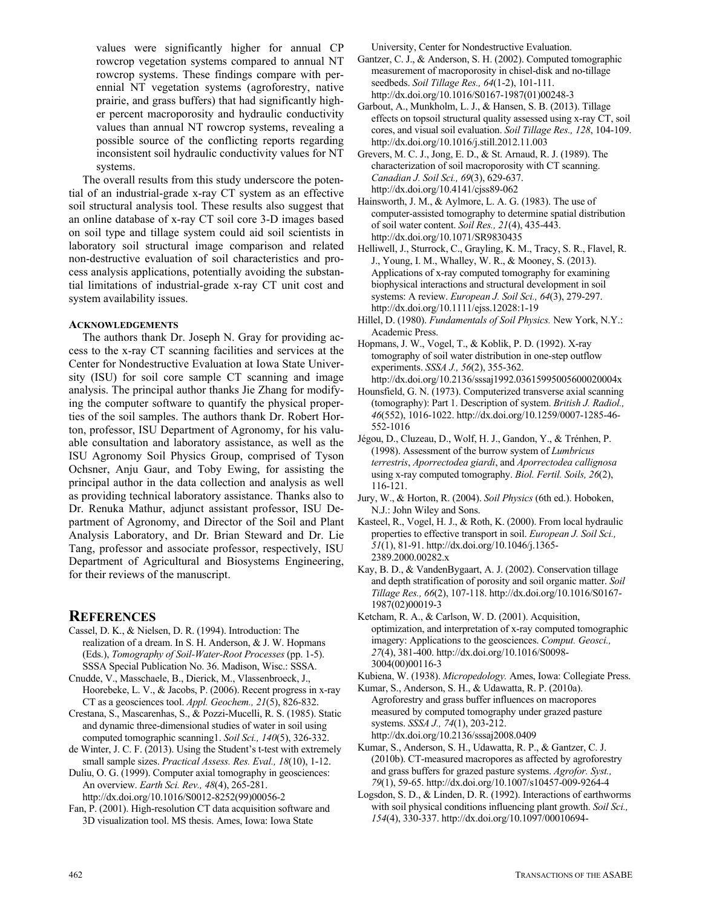values were significantly higher for annual CP rowcrop vegetation systems compared to annual NT rowcrop systems. These findings compare with perennial NT vegetation systems (agroforestry, native prairie, and grass buffers) that had significantly higher percent macroporosity and hydraulic conductivity values than annual NT rowcrop systems, revealing a possible source of the conflicting reports regarding inconsistent soil hydraulic conductivity values for NT systems.

The overall results from this study underscore the potential of an industrial-grade x-ray CT system as an effective soil structural analysis tool. These results also suggest that an online database of x-ray CT soil core 3-D images based on soil type and tillage system could aid soil scientists in laboratory soil structural image comparison and related non-destructive evaluation of soil characteristics and process analysis applications, potentially avoiding the substantial limitations of industrial-grade x-ray CT unit cost and system availability issues.

#### Acknowledgements

The authors thank Dr. Joseph N. Gray for providing access to the x-ray CT scanning facilities and services at the Center for Nondestructive Evaluation at Iowa State University (ISU) for soil core sample CT scanning and image analysis. The principal author thanks Jie Zhang for modifying the computer software to quantify the physical properties of the soil samples. The authors thank Dr. Robert Horton, professor, ISU Department of Agronomy, for his valuable consultation and laboratory assistance, as well as the ISU Agronomy Soil Physics Group, comprised of Tyson Ochsner, Anju Gaur, and Toby Ewing, for assisting the principal author in the data collection and analysis as well as providing technical laboratory assistance. Thanks also to Dr. Renuka Mathur, adjunct assistant professor, ISU Department of Agronomy, and Director of the Soil and Plant Analysis Laboratory, and Dr. Brian Steward and Dr. Lie Tang, professor and associate professor, respectively, ISU Department of Agricultural and Biosystems Engineering, for their reviews of the manuscript.

## References

Cassel, D. K., & Nielsen, D. R. (1994). Introduction: The realization of a dream. In S. H. Anderson, & J. W. Hopmans (Eds.), *Tomography of Soil-Water-Root Processes* (pp. 1-5). SSSA Special Publication No. 36. Madison, Wisc.: SSSA.

Cnudde, V., Masschaele, B., Dierick, M., Vlassenbroeck, J., Hoorebeke, L. V., & Jacobs, P. (2006). Recent progress in x-ray CT as a geosciences tool. *Appl. Geochem., 21*(5), 826-832.

Crestana, S., Mascarenhas, S., & Pozzi-Mucelli, R. S. (1985). Static and dynamic three-dimensional studies of water in soil using computed tomographic scanning1. *Soil Sci., 140*(5), 326-332.

de Winter, J. C. F. (2013). Using the Student's t-test with extremely small sample sizes. *Practical Assess. Res. Eval., 18*(10), 1-12.

Duliu, O. G. (1999). Computer axial tomography in geosciences: An overview. *Earth Sci. Rev., 48*(4), 265-281. http://dx.doi.org/10.1016/S0012-8252(99)00056-2

Fan, P. (2001). High-resolution CT data acquisition software and 3D visualization tool. MS thesis. Ames, Iowa: Iowa State University, Center for Nondestructive Evaluation.

Gantzer, C. J., & Anderson, S. H. (2002). Computed tomographic measurement of macroporosity in chisel-disk and no-tillage seedbeds. *Soil Tillage Res., 64*(1-2), 101-111. http://dx.doi.org/10.1016/S0167-1987(01)00248-3

Garbout, A., Munkholm, L. J., & Hansen, S. B. (2013). Tillage effects on topsoil structural quality assessed using x-ray CT, soil cores, and visual soil evaluation. *Soil Tillage Res., 128*, 104-109. http://dx.doi.org/10.1016/j.still.2012.11.003

Grevers, M. C. J., Jong, E. D., & St. Arnaud, R. J. (1989). The characterization of soil macroporosity with CT scanning. *Canadian J. Soil Sci., 69*(3), 629-637. http://dx.doi.org/10.4141/cjss89-062

Hainsworth, J. M., & Aylmore, L. A. G. (1983). The use of computer-assisted tomography to determine spatial distribution of soil water content. *Soil Res., 21*(4), 435-443. http://dx.doi.org/10.1071/SR9830435

Helliwell, J., Sturrock, C., Grayling, K. M., Tracy, S. R., Flavel, R. J., Young, I. M., Whalley, W. R., & Mooney, S. (2013). Applications of x-ray computed tomography for examining biophysical interactions and structural development in soil systems: A review. *European J. Soil Sci., 64*(3), 279-297. http://dx.doi.org/10.1111/ejss.12028:1-19

Hillel, D. (1980). *Fundamentals of Soil Physics.* New York, N.Y.: Academic Press.

Hopmans, J. W., Vogel, T., & Koblik, P. D. (1992). X-ray tomography of soil water distribution in one-step outflow experiments. *SSSA J., 56*(2), 355-362. http://dx.doi.org/10.2136/sssaj1992.03615995005600020004x

Hounsfield, G. N. (1973). Computerized transverse axial scanning (tomography): Part 1. Description of system. *British J. Radiol., 46*(552), 1016-1022. http://dx.doi.org/10.1259/0007-1285-46-552-1016

Jégou, D., Cluzeau, D., Wolf, H. J., Gandon, Y., & Trénhen, P. (1998). Assessment of the burrow system of *Lumbricus terrestris*, *Aporrectodea giardi*, and *Aporrectodea callignosa* using x-ray computed tomography. *Biol. Fertil. Soils, 26*(2), 116-121.

Jury, W., & Horton, R. (2004). *Soil Physics* (6th ed.). Hoboken, N.J.: John Wiley and Sons.

Kasteel, R., Vogel, H. J., & Roth, K. (2000). From local hydraulic properties to effective transport in soil. *European J. Soil Sci., 51*(1), 81-91. http://dx.doi.org/10.1046/j.1365-2389.2000.00282.x

Kay, B. D., & VandenBygaart, A. J. (2002). Conservation tillage and depth stratification of porosity and soil organic matter. *Soil Tillage Res., 66*(2), 107-118. http://dx.doi.org/10.1016/S0167-1987(02)00019-3

Ketcham, R. A., & Carlson, W. D. (2001). Acquisition, optimization, and interpretation of x-ray computed tomographic imagery: Applications to the geosciences. *Comput. Geosci., 27*(4), 381-400. http://dx.doi.org/10.1016/S0098-3004(00)00116-3

Kubiena, W. (1938). *Micropedology.* Ames, Iowa: Collegiate Press.

Kumar, S., Anderson, S. H., & Udawatta, R. P. (2010a). Agroforestry and grass buffer influences on macropores measured by computed tomography under grazed pasture systems. *SSSA J., 74*(1), 203-212. http://dx.doi.org/10.2136/sssaj2008.0409

Kumar, S., Anderson, S. H., Udawatta, R. P., & Gantzer, C. J. (2010b). CT-measured macropores as affected by agroforestry and grass buffers for grazed pasture systems. *Agrofor. Syst., 79*(1), 59-65. http://dx.doi.org/10.1007/s10457-009-9264-4

Logsdon, S. D., & Linden, D. R. (1992). Interactions of earthworms with soil physical conditions influencing plant growth. *Soil Sci., 154*(4), 330-337. http://dx.doi.org/10.1097/00010694-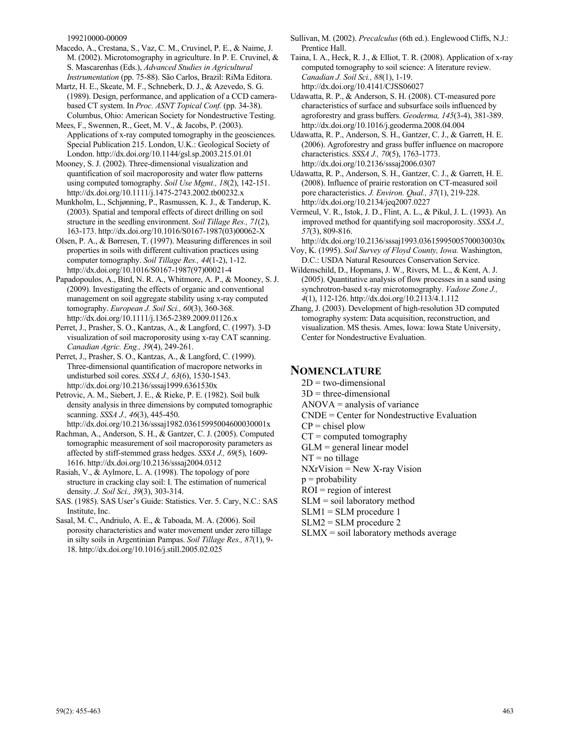199210000-00009

Macedo, A., Crestana, S., Vaz, C. M., Cruvinel, P. E., & Naime, J. M. (2002). Microtomography in agriculture. In P. E. Cruvinel, & S. Mascarenhas (Eds.), *Advanced Studies in Agricultural Instrumentation* (pp. 75-88). São Carlos, Brazil: RiMa Editora.

Martz, H. E., Skeate, M. F., Schneberk, D. J., & Azevedo, S. G. (1989). Design, performance, and application of a CCD camera-based CT system. In *Proc. ASNT Topical Conf.* (pp. 34-38). Columbus, Ohio: American Society for Nondestructive Testing.

Mees, F., Swennen, R., Geet, M. V., & Jacobs, P. (2003). Applications of x-ray computed tomography in the geosciences. Special Publication 215. London, U.K.: Geological Society of London. http://dx.doi.org/10.1144/gsl.sp.2003.215.01.01

Mooney, S. J. (2002). Three-dimensional visualization and quantification of soil macroporosity and water flow patterns using computed tomography. *Soil Use Mgmt., 18*(2), 142-151. http://dx.doi.org/10.1111/j.1475-2743.2002.tb00232.x

Munkholm, L., Schjønning, P., Rasmussen, K. J., & Tanderup, K. (2003). Spatial and temporal effects of direct drilling on soil structure in the seedling environment. *Soil Tillage Res., 71*(2), 163-173. http://dx.doi.org/10.1016/S0167-1987(03)00062-X

Olsen, P. A., & Børresen, T. (1997). Measuring differences in soil properties in soils with different cultivation practices using computer tomography. *Soil Tillage Res., 44*(1-2), 1-12. http://dx.doi.org/10.1016/S0167-1987(97)00021-4

Papadopoulos, A., Bird, N. R. A., Whitmore, A. P., & Mooney, S. J. (2009). Investigating the effects of organic and conventional management on soil aggregate stability using x-ray computed tomography. *European J. Soil Sci., 60*(3), 360-368. http://dx.doi.org/10.1111/j.1365-2389.2009.01126.x

Perret, J., Prasher, S. O., Kantzas, A., & Langford, C. (1997). 3-D visualization of soil macroporosity using x-ray CAT scanning. *Canadian Agric. Eng., 39*(4), 249-261.

Perret, J., Prasher, S. O., Kantzas, A., & Langford, C. (1999). Three-dimensional quantification of macropore networks in undisturbed soil cores. *SSSA J., 63*(6), 1530-1543. http://dx.doi.org/10.2136/sssaj1999.6361530x

Petrovic, A. M., Siebert, J. E., & Rieke, P. E. (1982). Soil bulk density analysis in three dimensions by computed tomographic scanning. *SSSA J., 46*(3), 445-450. http://dx.doi.org/10.2136/sssaj1982.03615995004600030001x

Rachman, A., Anderson, S. H., & Gantzer, C. J. (2005). Computed tomographic measurement of soil macroporosity parameters as affected by stiff-stemmed grass hedges. *SSSA J., 69*(5), 1609-1616. http://dx.doi.org/10.2136/sssaj2004.0312

Rasiah, V., & Aylmore, L. A. (1998). The topology of pore structure in cracking clay soil: I. The estimation of numerical density. *J. Soil Sci., 39*(3), 303-314.

SAS. (1985). SAS User's Guide: Statistics. Ver. 5. Cary, N.C.: SAS Institute, Inc.

Sasal, M. C., Andriulo, A. E., & Taboada, M. A. (2006). Soil porosity characteristics and water movement under zero tillage in silty soils in Argentinian Pampas. *Soil Tillage Res., 87*(1), 9-18. http://dx.doi.org/10.1016/j.still.2005.02.025

Sullivan, M. (2002). *Precalculus* (6th ed.). Englewood Cliffs, N.J.: Prentice Hall.

Taina, I. A., Heck, R. J., & Elliot, T. R. (2008). Application of x-ray computed tomography to soil science: A literature review. *Canadian J. Soil Sci., 88*(1), 1-19. http://dx.doi.org/10.4141/CJSS06027

Udawatta, R. P., & Anderson, S. H. (2008). CT-measured pore characteristics of surface and subsurface soils influenced by agroforestry and grass buffers. *Geoderma, 145*(3-4), 381-389. http://dx.doi.org/10.1016/j.geoderma.2008.04.004

Udawatta, R. P., Anderson, S. H., Gantzer, C. J., & Garrett, H. E. (2006). Agroforestry and grass buffer influence on macropore characteristics. *SSSA J., 70*(5), 1763-1773. http://dx.doi.org/10.2136/sssaj2006.0307

Udawatta, R. P., Anderson, S. H., Gantzer, C. J., & Garrett, H. E. (2008). Influence of prairie restoration on CT-measured soil pore characteristics. *J. Environ. Qual., 37*(1), 219-228. http://dx.doi.org/10.2134/jeq2007.0227

Vermeul, V. R., Istok, J. D., Flint, A. L., & Pikul, J. L. (1993). An improved method for quantifying soil macroporosity. *SSSA J., 57*(3), 809-816. http://dx.doi.org/10.2136/sssaj1993.03615995005700030030x

Voy, K. (1995). *Soil Survey of Floyd County, Iowa.* Washington, D.C.: USDA Natural Resources Conservation Service.

Wildenschild, D., Hopmans, J. W., Rivers, M. L., & Kent, A. J. (2005). Quantitative analysis of flow processes in a sand using synchrotron-based x-ray microtomography. *Vadose Zone J., 4*(1), 112-126. http://dx.doi.org/10.2113/4.1.112

Zhang, J. (2003). Development of high-resolution 3D computed tomography system: Data acquisition, reconstruction, and visualization. MS thesis. Ames, Iowa: Iowa State University, Center for Nondestructive Evaluation.

## NOMENCLATURE

2D = two-dimensional
3D = three-dimensional
ANOVA = analysis of variance
CNDE = Center for Nondestructive Evaluation
CP = chisel plow
CT = computed tomography
GLM = general linear model
NT = no tillage
NXrVision = New X-ray Vision
p = probability
ROI = region of interest
SLM = soil laboratory method
SLM1 = SLM procedure 1
SLM2 = SLM procedure 2
SLMX = soil laboratory methods average